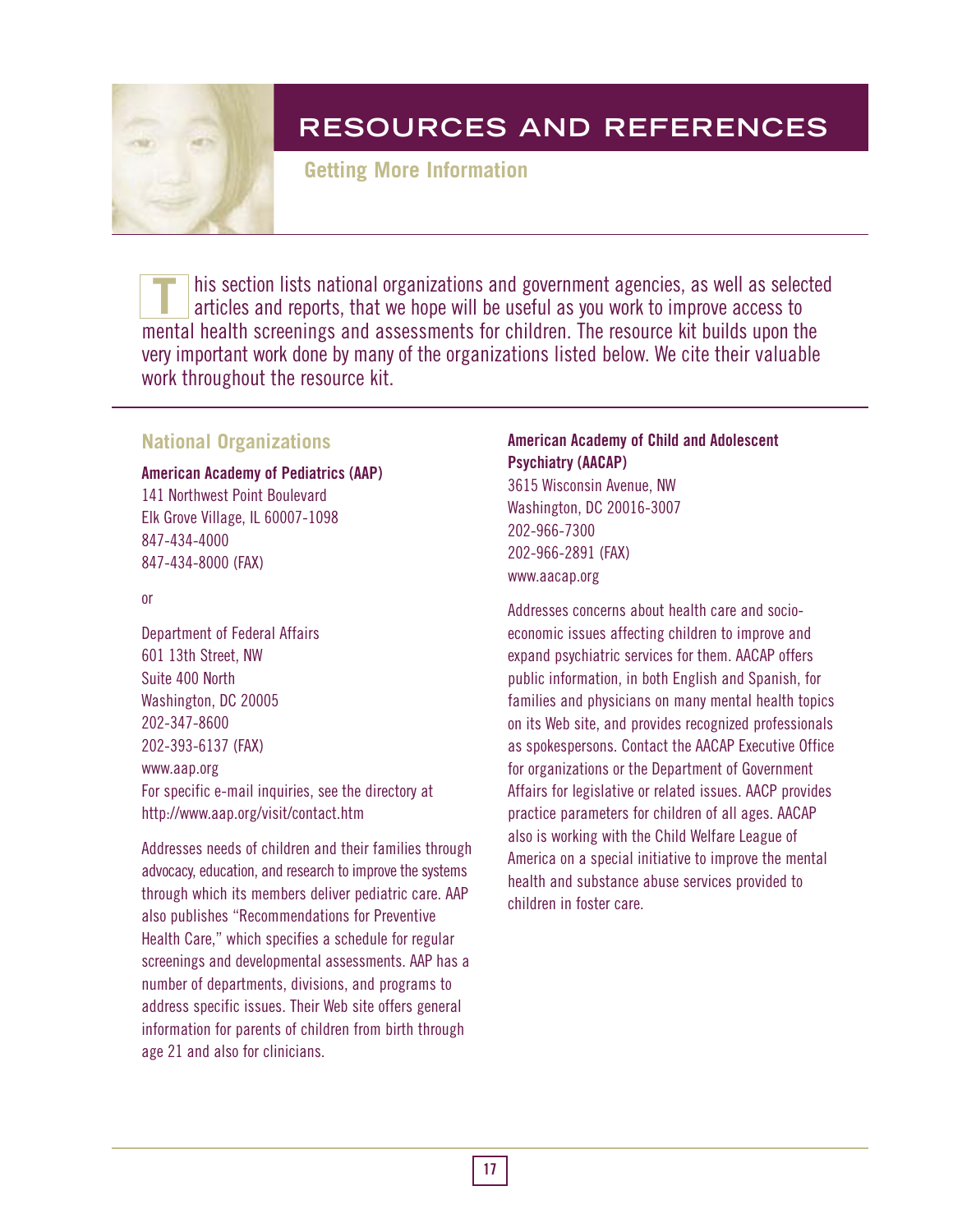# RESOURCES AND REFERENCES

## Getting More Information

This section lists national organizations and government agencies, as well as selected articles and reports, that we hope will be useful as you work to improve access to mental health screenings and assessments for children. The resource kit builds upon the very important work done by many of the organizations listed below. We cite their valuable work throughout the resource kit.

### National Organizations

**American Academy of Pediatrics (AAP)**
141 Northwest Point Boulevard
Elk Grove Village, IL 60007-1098
847-434-4000
847-434-8000 (FAX)

or

Department of Federal Affairs
601 13th Street, NW
Suite 400 North
Washington, DC 20005
202-347-8600
202-393-6137 (FAX)
www.aap.org
For specific e-mail inquiries, see the directory at http://www.aap.org/visit/contact.htm

Addresses needs of children and their families through advocacy, education, and research to improve the systems through which its members deliver pediatric care. AAP also publishes "Recommendations for Preventive Health Care," which specifies a schedule for regular screenings and developmental assessments. AAP has a number of departments, divisions, and programs to address specific issues. Their Web site offers general information for parents of children from birth through age 21 and also for clinicians.

**American Academy of Child and Adolescent Psychiatry (AACAP)**
3615 Wisconsin Avenue, NW
Washington, DC 20016-3007
202-966-7300
202-966-2891 (FAX)
www.aacap.org

Addresses concerns about health care and socio-economic issues affecting children to improve and expand psychiatric services for them. AACAP offers public information, in both English and Spanish, for families and physicians on many mental health topics on its Web site, and provides recognized professionals as spokespersons. Contact the AACAP Executive Office for organizations or the Department of Government Affairs for legislative or related issues. AACP provides practice parameters for children of all ages. AACAP also is working with the Child Welfare League of America on a special initiative to improve the mental health and substance abuse services provided to children in foster care.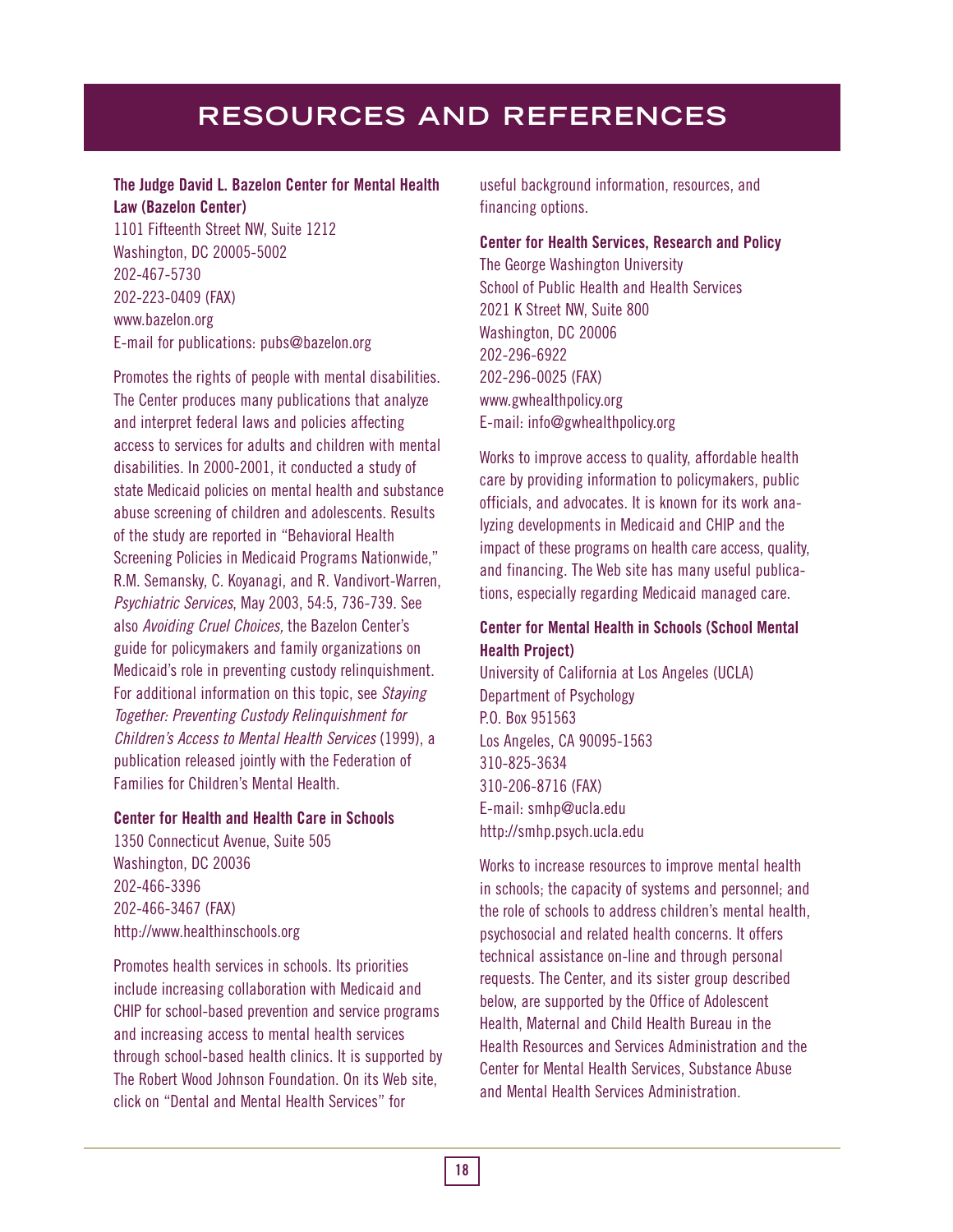# RESOURCES AND REFERENCES

**The Judge David L. Bazelon Center for Mental Health Law (Bazelon Center)**
1101 Fifteenth Street NW, Suite 1212
Washington, DC 20005-5002
202-467-5730
202-223-0409 (FAX)
www.bazelon.org
E-mail for publications: pubs@bazelon.org

Promotes the rights of people with mental disabilities. The Center produces many publications that analyze and interpret federal laws and policies affecting access to services for adults and children with mental disabilities. In 2000-2001, it conducted a study of state Medicaid policies on mental health and substance abuse screening of children and adolescents. Results of the study are reported in "Behavioral Health Screening Policies in Medicaid Programs Nationwide," R.M. Semansky, C. Koyanagi, and R. Vandivort-Warren, *Psychiatric Services*, May 2003, 54:5, 736-739. See also *Avoiding Cruel Choices,* the Bazelon Center's guide for policymakers and family organizations on Medicaid's role in preventing custody relinquishment. For additional information on this topic, see *Staying Together: Preventing Custody Relinquishment for Children's Access to Mental Health Services* (1999), a publication released jointly with the Federation of Families for Children's Mental Health.

**Center for Health and Health Care in Schools**
1350 Connecticut Avenue, Suite 505
Washington, DC 20036
202-466-3396
202-466-3467 (FAX)
http://www.healthinschools.org

Promotes health services in schools. Its priorities include increasing collaboration with Medicaid and CHIP for school-based prevention and service programs and increasing access to mental health services through school-based health clinics. It is supported by The Robert Wood Johnson Foundation. On its Web site, click on "Dental and Mental Health Services" for useful background information, resources, and financing options.

**Center for Health Services, Research and Policy**
The George Washington University
School of Public Health and Health Services
2021 K Street NW, Suite 800
Washington, DC 20006
202-296-6922
202-296-0025 (FAX)
www.gwhealthpolicy.org
E-mail: info@gwhealthpolicy.org

Works to improve access to quality, affordable health care by providing information to policymakers, public officials, and advocates. It is known for its work analyzing developments in Medicaid and CHIP and the impact of these programs on health care access, quality, and financing. The Web site has many useful publications, especially regarding Medicaid managed care.

**Center for Mental Health in Schools (School Mental Health Project)**
University of California at Los Angeles (UCLA)
Department of Psychology
P.O. Box 951563
Los Angeles, CA 90095-1563
310-825-3634
310-206-8716 (FAX)
E-mail: smhp@ucla.edu
http://smhp.psych.ucla.edu

Works to increase resources to improve mental health in schools; the capacity of systems and personnel; and the role of schools to address children's mental health, psychosocial and related health concerns. It offers technical assistance on-line and through personal requests. The Center, and its sister group described below, are supported by the Office of Adolescent Health, Maternal and Child Health Bureau in the Health Resources and Services Administration and the Center for Mental Health Services, Substance Abuse and Mental Health Services Administration.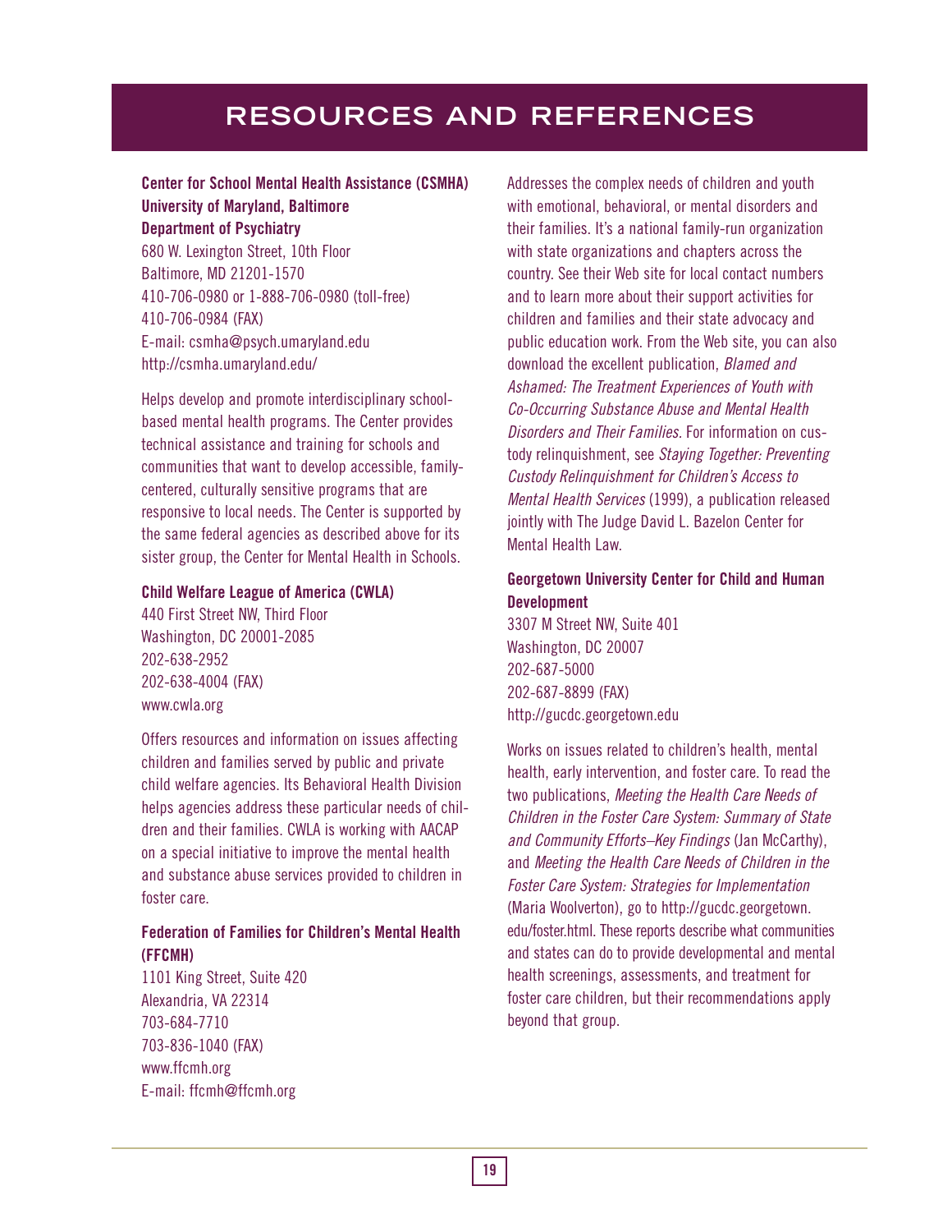# RESOURCES AND REFERENCES

**Center for School Mental Health Assistance (CSMHA)**
**University of Maryland, Baltimore**
**Department of Psychiatry**
680 W. Lexington Street, 10th Floor
Baltimore, MD 21201-1570
410-706-0980 or 1-888-706-0980 (toll-free)
410-706-0984 (FAX)
E-mail: csmha@psych.umaryland.edu
http://csmha.umaryland.edu/

Helps develop and promote interdisciplinary school-based mental health programs. The Center provides technical assistance and training for schools and communities that want to develop accessible, family-centered, culturally sensitive programs that are responsive to local needs. The Center is supported by the same federal agencies as described above for its sister group, the Center for Mental Health in Schools.

**Child Welfare League of America (CWLA)**
440 First Street NW, Third Floor
Washington, DC 20001-2085
202-638-2952
202-638-4004 (FAX)
www.cwla.org

Offers resources and information on issues affecting children and families served by public and private child welfare agencies. Its Behavioral Health Division helps agencies address these particular needs of children and their families. CWLA is working with AACAP on a special initiative to improve the mental health and substance abuse services provided to children in foster care.

**Federation of Families for Children's Mental Health (FFCMH)**
1101 King Street, Suite 420
Alexandria, VA 22314
703-684-7710
703-836-1040 (FAX)
www.ffcmh.org
E-mail: ffcmh@ffcmh.org

Addresses the complex needs of children and youth with emotional, behavioral, or mental disorders and their families. It's a national family-run organization with state organizations and chapters across the country. See their Web site for local contact numbers and to learn more about their support activities for children and families and their state advocacy and public education work. From the Web site, you can also download the excellent publication, *Blamed and Ashamed: The Treatment Experiences of Youth with Co-Occurring Substance Abuse and Mental Health Disorders and Their Families.* For information on custody relinquishment, see *Staying Together: Preventing Custody Relinquishment for Children's Access to Mental Health Services* (1999), a publication released jointly with The Judge David L. Bazelon Center for Mental Health Law.

**Georgetown University Center for Child and Human Development**
3307 M Street NW, Suite 401
Washington, DC 20007
202-687-5000
202-687-8899 (FAX)
http://gucdc.georgetown.edu

Works on issues related to children's health, mental health, early intervention, and foster care. To read the two publications, *Meeting the Health Care Needs of Children in the Foster Care System: Summary of State and Community Efforts–Key Findings* (Jan McCarthy), and *Meeting the Health Care Needs of Children in the Foster Care System: Strategies for Implementation* (Maria Woolverton), go to http://gucdc.georgetown.edu/foster.html. These reports describe what communities and states can do to provide developmental and mental health screenings, assessments, and treatment for foster care children, but their recommendations apply beyond that group.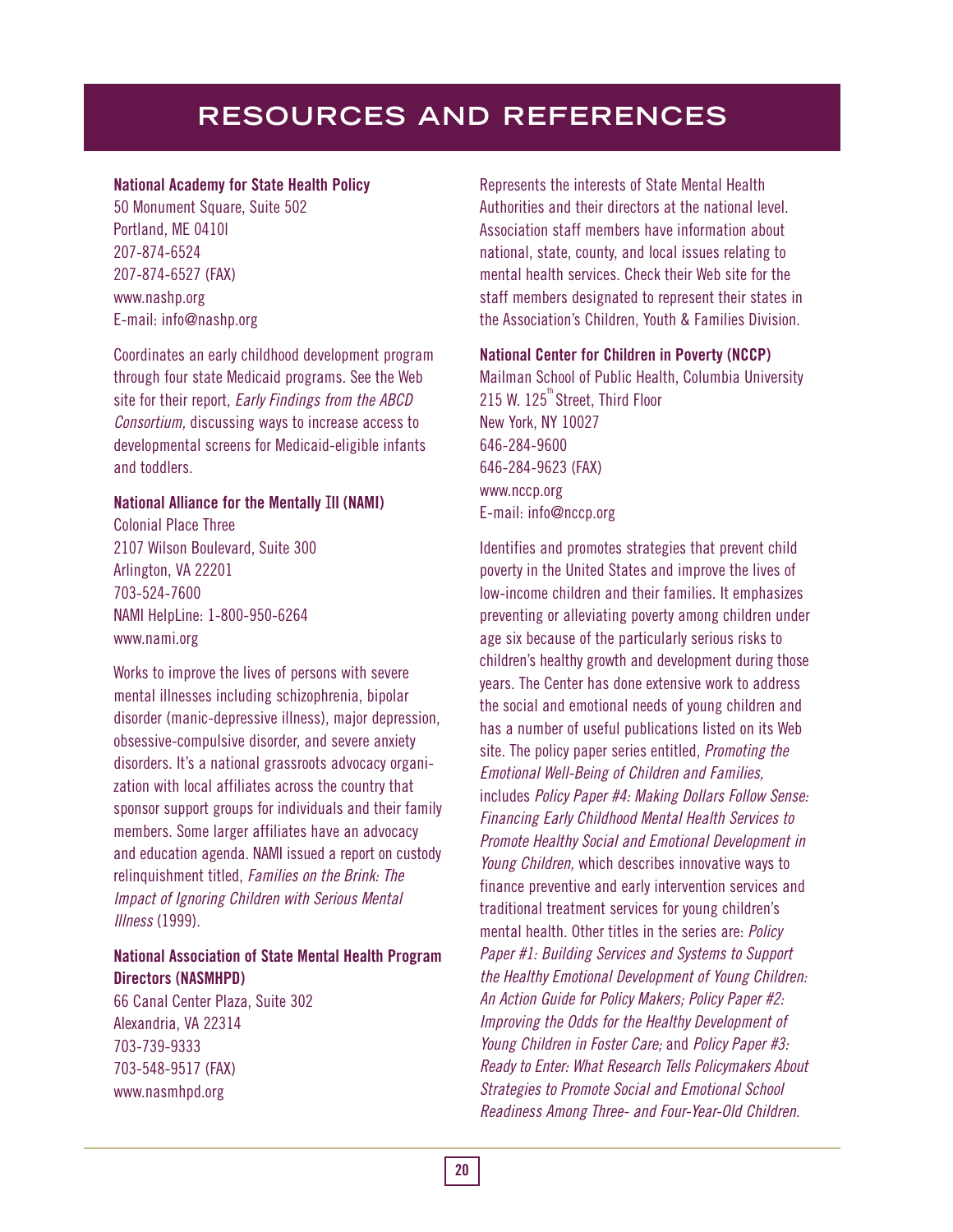# RESOURCES AND REFERENCES

**National Academy for State Health Policy**
50 Monument Square, Suite 502
Portland, ME 0410l
207-874-6524
207-874-6527 (FAX)
www.nashp.org
E-mail: info@nashp.org

Coordinates an early childhood development program through four state Medicaid programs. See the Web site for their report, *Early Findings from the ABCD Consortium,* discussing ways to increase access to developmental screens for Medicaid-eligible infants and toddlers.

**National Alliance for the Mentally Ill (NAMI)**
Colonial Place Three
2107 Wilson Boulevard, Suite 300
Arlington, VA 22201
703-524-7600
NAMI HelpLine: 1-800-950-6264
www.nami.org

Works to improve the lives of persons with severe mental illnesses including schizophrenia, bipolar disorder (manic-depressive illness), major depression, obsessive-compulsive disorder, and severe anxiety disorders. It's a national grassroots advocacy organization with local affiliates across the country that sponsor support groups for individuals and their family members. Some larger affiliates have an advocacy and education agenda. NAMI issued a report on custody relinquishment titled, *Families on the Brink: The Impact of Ignoring Children with Serious Mental Illness* (1999).

**National Association of State Mental Health Program Directors (NASMHPD)**
66 Canal Center Plaza, Suite 302
Alexandria, VA 22314
703-739-9333
703-548-9517 (FAX)
www.nasmhpd.org

Represents the interests of State Mental Health Authorities and their directors at the national level. Association staff members have information about national, state, county, and local issues relating to mental health services. Check their Web site for the staff members designated to represent their states in the Association's Children, Youth & Families Division.

**National Center for Children in Poverty (NCCP)**
Mailman School of Public Health, Columbia University
215 W. 125th Street, Third Floor
New York, NY 10027
646-284-9600
646-284-9623 (FAX)
www.nccp.org
E-mail: info@nccp.org

Identifies and promotes strategies that prevent child poverty in the United States and improve the lives of low-income children and their families. It emphasizes preventing or alleviating poverty among children under age six because of the particularly serious risks to children's healthy growth and development during those years. The Center has done extensive work to address the social and emotional needs of young children and has a number of useful publications listed on its Web site. The policy paper series entitled, *Promoting the Emotional Well-Being of Children and Families,* includes *Policy Paper #4: Making Dollars Follow Sense: Financing Early Childhood Mental Health Services to Promote Healthy Social and Emotional Development in Young Children,* which describes innovative ways to finance preventive and early intervention services and traditional treatment services for young children's mental health. Other titles in the series are: *Policy Paper #1: Building Services and Systems to Support the Healthy Emotional Development of Young Children: An Action Guide for Policy Makers; Policy Paper #2: Improving the Odds for the Healthy Development of Young Children in Foster Care;* and *Policy Paper #3: Ready to Enter: What Research Tells Policymakers About Strategies to Promote Social and Emotional School Readiness Among Three- and Four-Year-Old Children.*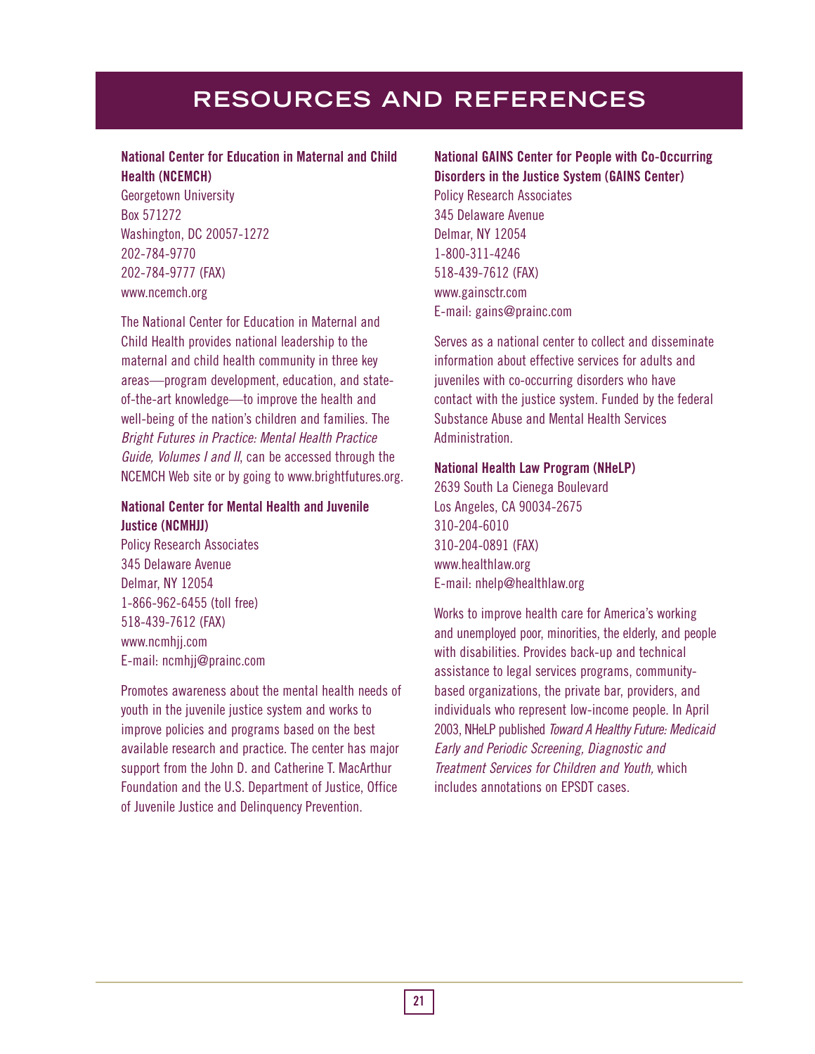# RESOURCES AND REFERENCES

**National Center for Education in Maternal and Child Health (NCEMCH)**
Georgetown University
Box 571272
Washington, DC 20057-1272
202-784-9770
202-784-9777 (FAX)
www.ncemch.org

The National Center for Education in Maternal and Child Health provides national leadership to the maternal and child health community in three key areas—program development, education, and state-of-the-art knowledge—to improve the health and well-being of the nation's children and families. The *Bright Futures in Practice: Mental Health Practice Guide, Volumes I and II*, can be accessed through the NCEMCH Web site or by going to www.brightfutures.org.

**National Center for Mental Health and Juvenile Justice (NCMHJJ)**
Policy Research Associates
345 Delaware Avenue
Delmar, NY 12054
1-866-962-6455 (toll free)
518-439-7612 (FAX)
www.ncmhjj.com
E-mail: ncmhjj@prainc.com

Promotes awareness about the mental health needs of youth in the juvenile justice system and works to improve policies and programs based on the best available research and practice. The center has major support from the John D. and Catherine T. MacArthur Foundation and the U.S. Department of Justice, Office of Juvenile Justice and Delinquency Prevention.

**National GAINS Center for People with Co-Occurring Disorders in the Justice System (GAINS Center)**
Policy Research Associates
345 Delaware Avenue
Delmar, NY 12054
1-800-311-4246
518-439-7612 (FAX)
www.gainsctr.com
E-mail: gains@prainc.com

Serves as a national center to collect and disseminate information about effective services for adults and juveniles with co-occurring disorders who have contact with the justice system. Funded by the federal Substance Abuse and Mental Health Services Administration.

**National Health Law Program (NHeLP)**
2639 South La Cienega Boulevard
Los Angeles, CA 90034-2675
310-204-6010
310-204-0891 (FAX)
www.healthlaw.org
E-mail: nhelp@healthlaw.org

Works to improve health care for America's working and unemployed poor, minorities, the elderly, and people with disabilities. Provides back-up and technical assistance to legal services programs, community-based organizations, the private bar, providers, and individuals who represent low-income people. In April 2003, NHeLP published *Toward A Healthy Future: Medicaid Early and Periodic Screening, Diagnostic and Treatment Services for Children and Youth,* which includes annotations on EPSDT cases.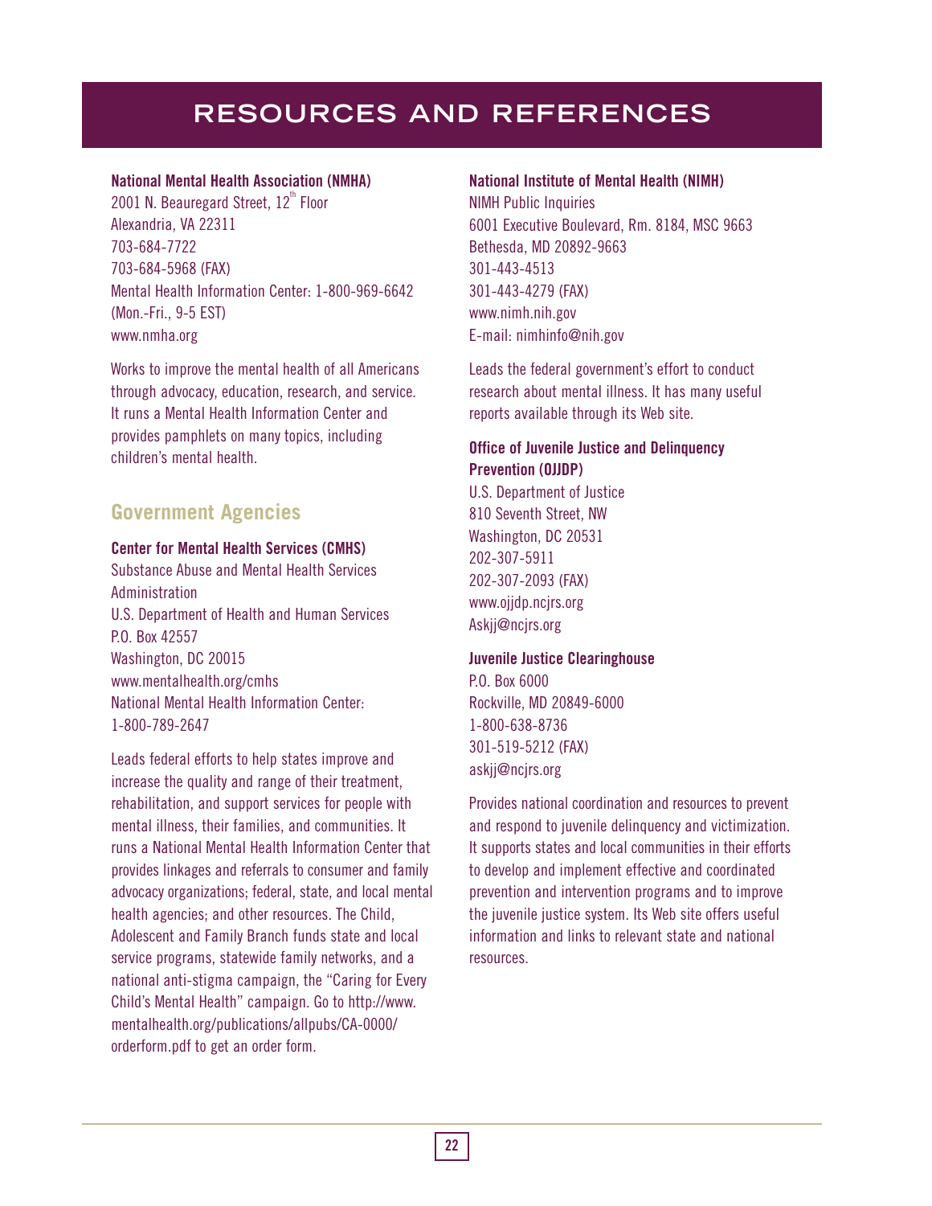# RESOURCES AND REFERENCES

**National Mental Health Association (NMHA)**
2001 N. Beauregard Street, 12th Floor
Alexandria, VA 22311
703-684-7722
703-684-5968 (FAX)
Mental Health Information Center: 1-800-969-6642
(Mon.-Fri., 9-5 EST)
www.nmha.org

Works to improve the mental health of all Americans through advocacy, education, research, and service. It runs a Mental Health Information Center and provides pamphlets on many topics, including children's mental health.

## Government Agencies

**Center for Mental Health Services (CMHS)**
Substance Abuse and Mental Health Services Administration
U.S. Department of Health and Human Services
P.O. Box 42557
Washington, DC 20015
www.mentalhealth.org/cmhs
National Mental Health Information Center:
1-800-789-2647

Leads federal efforts to help states improve and increase the quality and range of their treatment, rehabilitation, and support services for people with mental illness, their families, and communities. It runs a National Mental Health Information Center that provides linkages and referrals to consumer and family advocacy organizations; federal, state, and local mental health agencies; and other resources. The Child, Adolescent and Family Branch funds state and local service programs, statewide family networks, and a national anti-stigma campaign, the "Caring for Every Child's Mental Health" campaign. Go to http://www.mentalhealth.org/publications/allpubs/CA-0000/orderform.pdf to get an order form.

**National Institute of Mental Health (NIMH)**
NIMH Public Inquiries
6001 Executive Boulevard, Rm. 8184, MSC 9663
Bethesda, MD 20892-9663
301-443-4513
301-443-4279 (FAX)
www.nimh.nih.gov
E-mail: nimhinfo@nih.gov

Leads the federal government's effort to conduct research about mental illness. It has many useful reports available through its Web site.

**Office of Juvenile Justice and Delinquency Prevention (OJJDP)**
U.S. Department of Justice
810 Seventh Street, NW
Washington, DC 20531
202-307-5911
202-307-2093 (FAX)
www.ojjdp.ncjrs.org
Askjj@ncjrs.org

**Juvenile Justice Clearinghouse**
P.O. Box 6000
Rockville, MD 20849-6000
1-800-638-8736
301-519-5212 (FAX)
askjj@ncjrs.org

Provides national coordination and resources to prevent and respond to juvenile delinquency and victimization. It supports states and local communities in their efforts to develop and implement effective and coordinated prevention and intervention programs and to improve the juvenile justice system. Its Web site offers useful information and links to relevant state and national resources.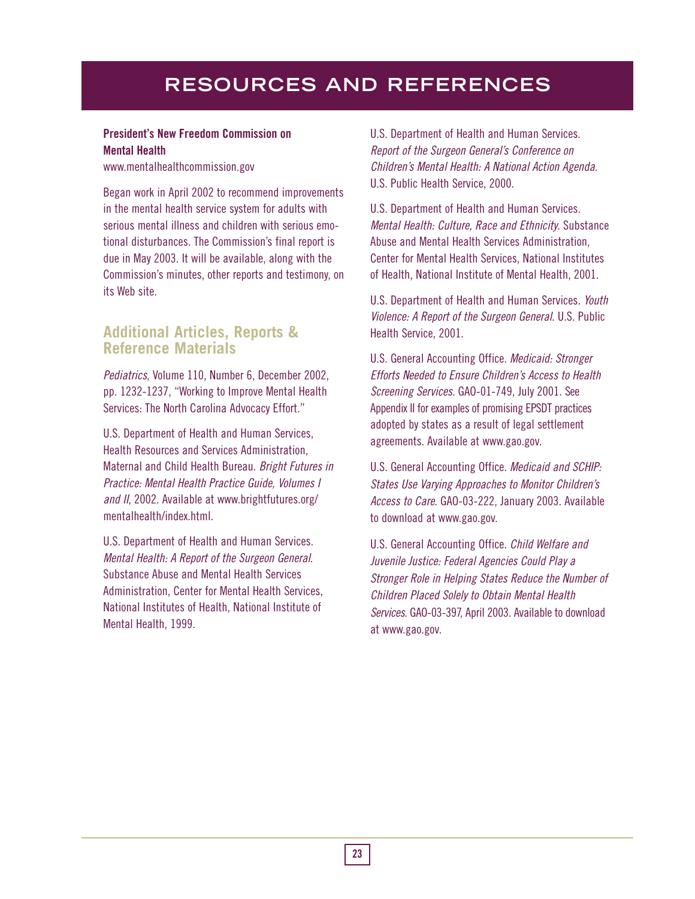# RESOURCES AND REFERENCES

**President's New Freedom Commission on Mental Health**
www.mentalhealthcommission.gov

Began work in April 2002 to recommend improvements in the mental health service system for adults with serious mental illness and children with serious emotional disturbances. The Commission's final report is due in May 2003. It will be available, along with the Commission's minutes, other reports and testimony, on its Web site.

## Additional Articles, Reports & Reference Materials

*Pediatrics*, Volume 110, Number 6, December 2002, pp. 1232-1237, "Working to Improve Mental Health Services: The North Carolina Advocacy Effort."

U.S. Department of Health and Human Services, Health Resources and Services Administration, Maternal and Child Health Bureau. *Bright Futures in Practice: Mental Health Practice Guide, Volumes I and II*, 2002. Available at www.brightfutures.org/mentalhealth/index.html.

U.S. Department of Health and Human Services. *Mental Health: A Report of the Surgeon General*. Substance Abuse and Mental Health Services Administration, Center for Mental Health Services, National Institutes of Health, National Institute of Mental Health, 1999.

U.S. Department of Health and Human Services. *Report of the Surgeon General's Conference on Children's Mental Health: A National Action Agenda*. U.S. Public Health Service, 2000.

U.S. Department of Health and Human Services. *Mental Health: Culture, Race and Ethnicity*. Substance Abuse and Mental Health Services Administration, Center for Mental Health Services, National Institutes of Health, National Institute of Mental Health, 2001.

U.S. Department of Health and Human Services. *Youth Violence: A Report of the Surgeon General*. U.S. Public Health Service, 2001.

U.S. General Accounting Office. *Medicaid: Stronger Efforts Needed to Ensure Children's Access to Health Screening Services*. GAO-01-749, July 2001. See Appendix II for examples of promising EPSDT practices adopted by states as a result of legal settlement agreements. Available at www.gao.gov.

U.S. General Accounting Office. *Medicaid and SCHIP: States Use Varying Approaches to Monitor Children's Access to Care*. GAO-03-222, January 2003. Available to download at www.gao.gov.

U.S. General Accounting Office. *Child Welfare and Juvenile Justice: Federal Agencies Could Play a Stronger Role in Helping States Reduce the Number of Children Placed Solely to Obtain Mental Health Services*. GAO-03-397, April 2003. Available to download at www.gao.gov.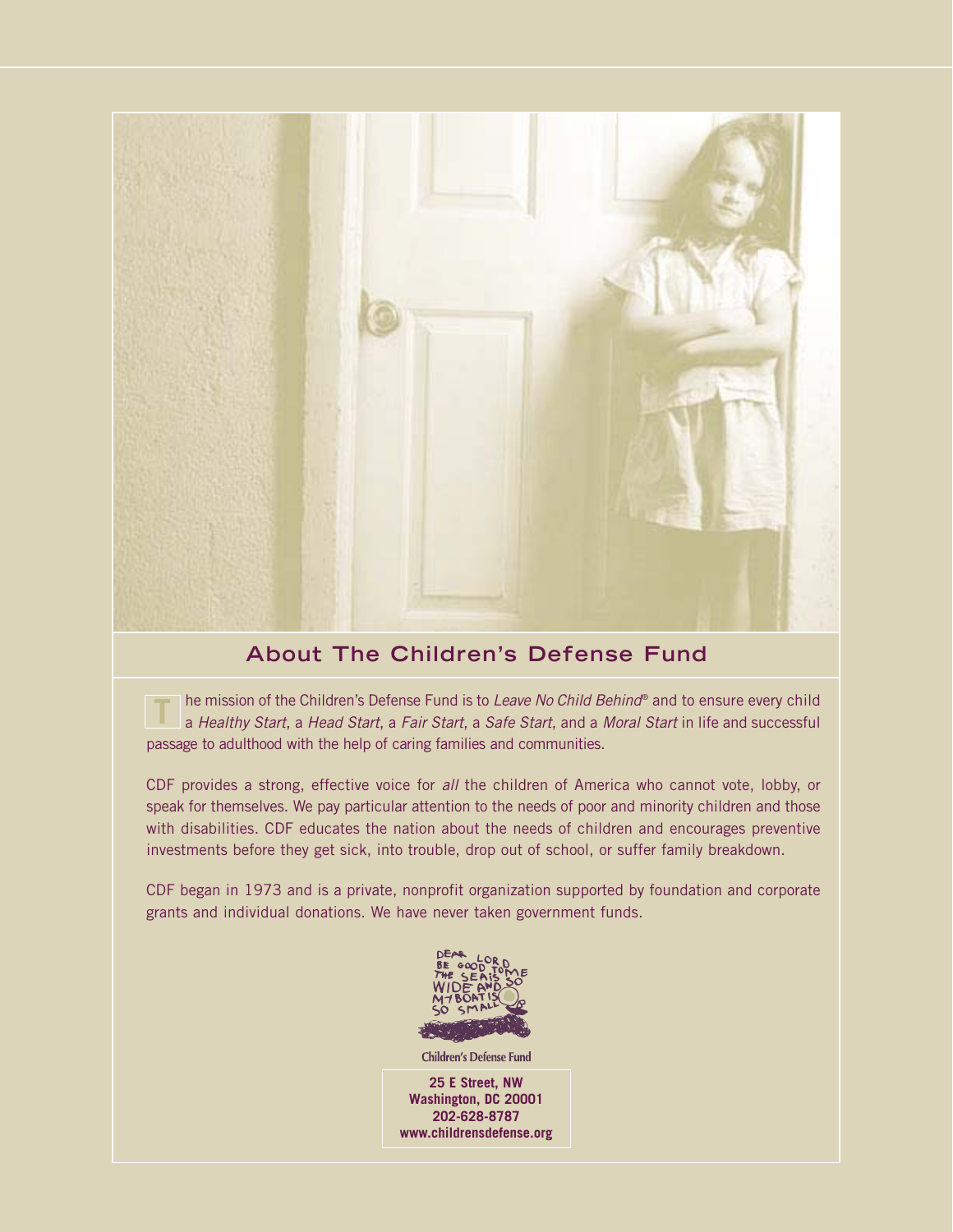## About The Children's Defense Fund

The mission of the Children's Defense Fund is to *Leave No Child Behind*® and to ensure every child a *Healthy Start*, a *Head Start*, a *Fair Start*, a *Safe Start*, and a *Moral Start* in life and successful passage to adulthood with the help of caring families and communities.

CDF provides a strong, effective voice for *all* the children of America who cannot vote, lobby, or speak for themselves. We pay particular attention to the needs of poor and minority children and those with disabilities. CDF educates the nation about the needs of children and encourages preventive investments before they get sick, into trouble, drop out of school, or suffer family breakdown.

CDF began in 1973 and is a private, nonprofit organization supported by foundation and corporate grants and individual donations. We have never taken government funds.

Children's Defense Fund

**25 E Street, NW**
**Washington, DC 20001**
**202-628-8787**
**www.childrensdefense.org**